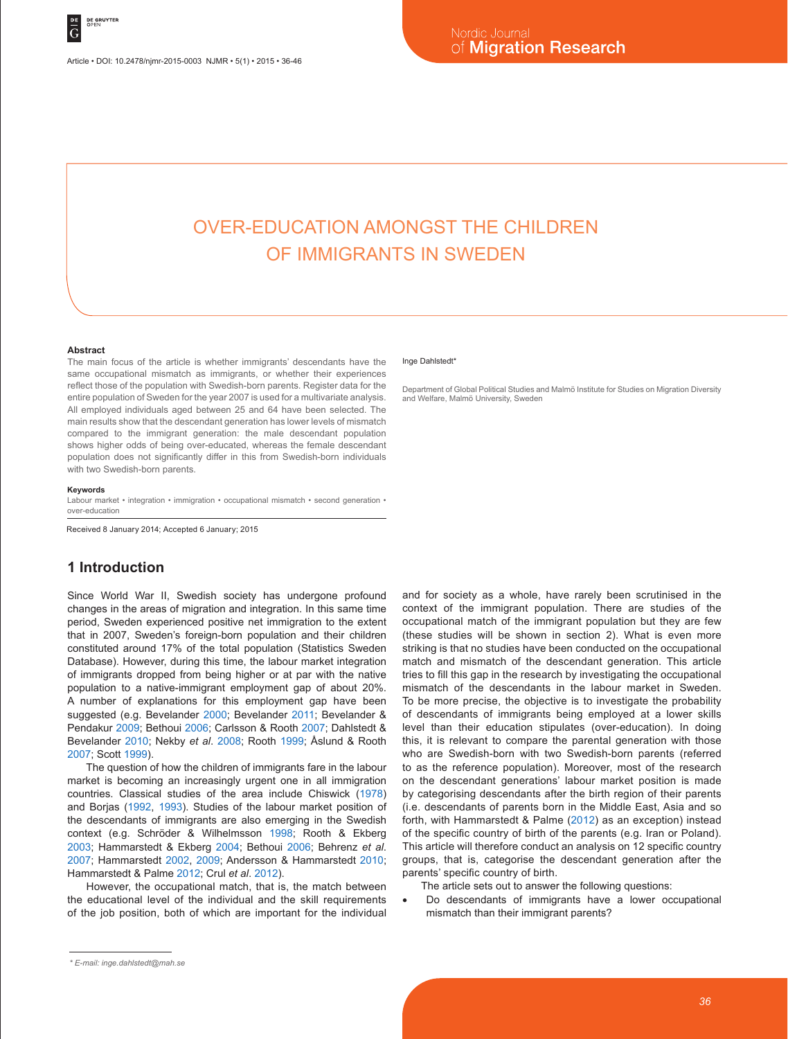# OVER-EDUCATION AMONGST THE CHILDREN OF IMMIGRANTS IN SWEDEN

Inge Dahlstedt*

Department of Global Political Studies and Malmö Institute for Studies on Migration Diversity and Welfare, Malmö University, Sweden

### Abstract

The main focus of the article is whether immigrants' descendants have the same occupational mismatch as immigrants, or whether their experiences reflect those of the population with Swedish-born parents. Register data for the entire population of Sweden for the year 2007 is used for a multivariate analysis. All employed individuals aged between 25 and 64 have been selected. The main results show that the descendant generation has lower levels of mismatch compared to the immigrant generation: the male descendant population shows higher odds of being over-educated, whereas the female descendant population does not significantly differ in this from Swedish-born individuals with two Swedish-born parents.

### Keywords

Labour market • integration • immigration • occupational mismatch • second generation • over-education

Received 8 January 2014; Accepted 6 January; 2015

## 1 Introduction

Since World War II, Swedish society has undergone profound changes in the areas of migration and integration. In this same time period, Sweden experienced positive net immigration to the extent that in 2007, Sweden's foreign-born population and their children constituted around 17% of the total population (Statistics Sweden Database). However, during this time, the labour market integration of immigrants dropped from being higher or at par with the native population to a native-immigrant employment gap of about 20%. A number of explanations for this employment gap have been suggested (e.g. Bevelander 2000; Bevelander 2011; Bevelander & Pendakur 2009; Bethoui 2006; Carlsson & Rooth 2007; Dahlstedt & Bevelander 2010; Nekby *et al*. 2008; Rooth 1999; Åslund & Rooth 2007; Scott 1999).

The question of how the children of immigrants fare in the labour market is becoming an increasingly urgent one in all immigration countries. Classical studies of the area include Chiswick (1978) and Borjas (1992, 1993). Studies of the labour market position of the descendants of immigrants are also emerging in the Swedish context (e.g. Schröder & Wilhelmsson 1998; Rooth & Ekberg 2003; Hammarstedt & Ekberg 2004; Bethoui 2006; Behrenz *et al*. 2007; Hammarstedt 2002, 2009; Andersson & Hammarstedt 2010; Hammarstedt & Palme 2012; Crul *et al*. 2012).

However, the occupational match, that is, the match between the educational level of the individual and the skill requirements of the job position, both of which are important for the individual and for society as a whole, have rarely been scrutinised in the context of the immigrant population. There are studies of the occupational match of the immigrant population but they are few (these studies will be shown in section 2). What is even more striking is that no studies have been conducted on the occupational match and mismatch of the descendant generation. This article tries to fill this gap in the research by investigating the occupational mismatch of the descendants in the labour market in Sweden. To be more precise, the objective is to investigate the probability of descendants of immigrants being employed at a lower skills level than their education stipulates (over-education). In doing this, it is relevant to compare the parental generation with those who are Swedish-born with two Swedish-born parents (referred to as the reference population). Moreover, most of the research on the descendant generations' labour market position is made by categorising descendants after the birth region of their parents (i.e. descendants of parents born in the Middle East, Asia and so forth, with Hammarstedt & Palme (2012) as an exception) instead of the specific country of birth of the parents (e.g. Iran or Poland). This article will therefore conduct an analysis on 12 specific country groups, that is, categorise the descendant generation after the parents' specific country of birth.

The article sets out to answer the following questions:

- Do descendants of immigrants have a lower occupational mismatch than their immigrant parents?

* E-mail: inge.dahlstedt@mah.se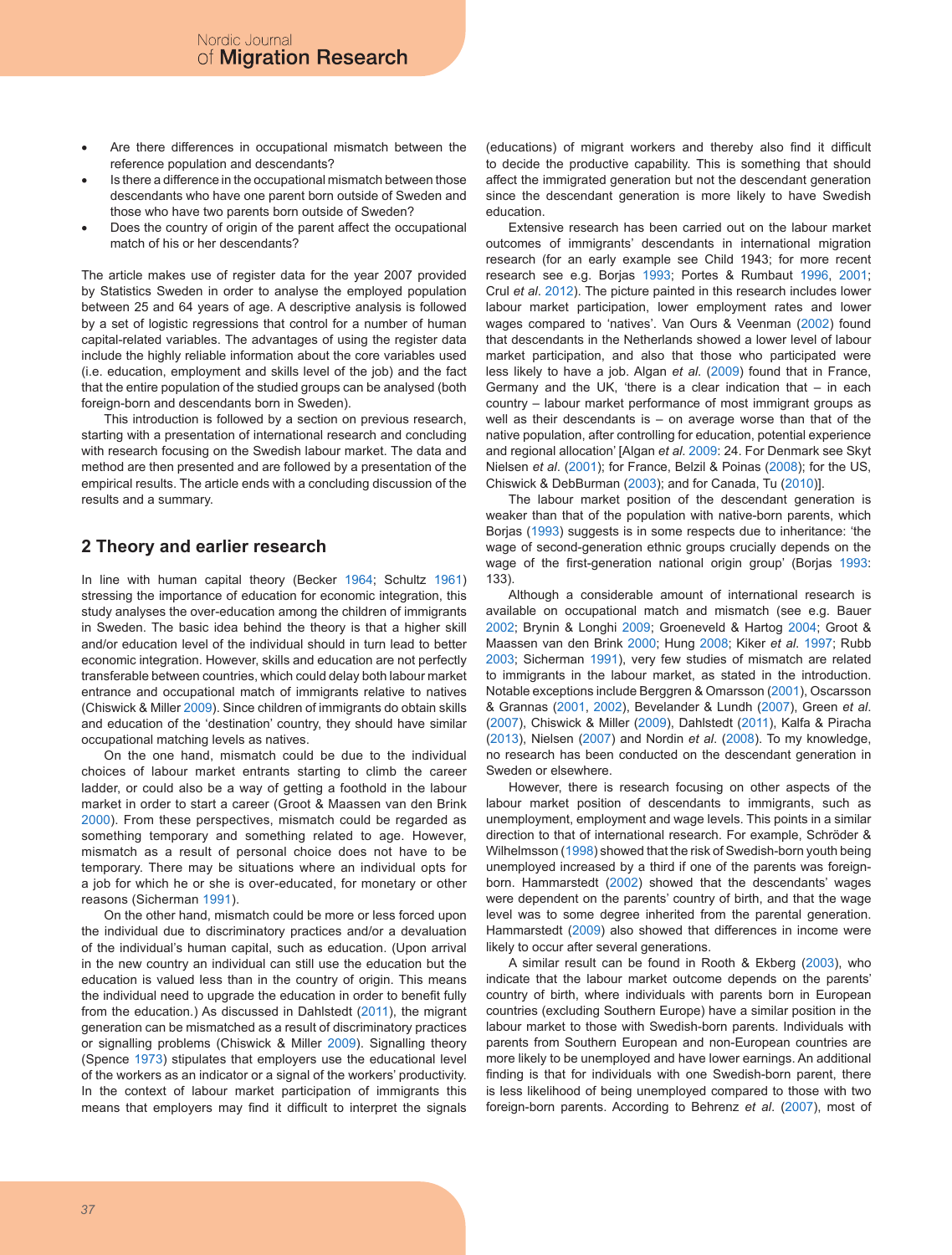- Are there differences in occupational mismatch between the reference population and descendants?
- Is there a difference in the occupational mismatch between those descendants who have one parent born outside of Sweden and those who have two parents born outside of Sweden?
- Does the country of origin of the parent affect the occupational match of his or her descendants?

The article makes use of register data for the year 2007 provided by Statistics Sweden in order to analyse the employed population between 25 and 64 years of age. A descriptive analysis is followed by a set of logistic regressions that control for a number of human capital-related variables. The advantages of using the register data include the highly reliable information about the core variables used (i.e. education, employment and skills level of the job) and the fact that the entire population of the studied groups can be analysed (both foreign-born and descendants born in Sweden).

This introduction is followed by a section on previous research, starting with a presentation of international research and concluding with research focusing on the Swedish labour market. The data and method are then presented and are followed by a presentation of the empirical results. The article ends with a concluding discussion of the results and a summary.

## 2 Theory and earlier research

In line with human capital theory (Becker 1964; Schultz 1961) stressing the importance of education for economic integration, this study analyses the over-education among the children of immigrants in Sweden. The basic idea behind the theory is that a higher skill and/or education level of the individual should in turn lead to better economic integration. However, skills and education are not perfectly transferable between countries, which could delay both labour market entrance and occupational match of immigrants relative to natives (Chiswick & Miller 2009). Since children of immigrants do obtain skills and education of the 'destination' country, they should have similar occupational matching levels as natives.

On the one hand, mismatch could be due to the individual choices of labour market entrants starting to climb the career ladder, or could also be a way of getting a foothold in the labour market in order to start a career (Groot & Maassen van den Brink 2000). From these perspectives, mismatch could be regarded as something temporary and something related to age. However, mismatch as a result of personal choice does not have to be temporary. There may be situations where an individual opts for a job for which he or she is over-educated, for monetary or other reasons (Sicherman 1991).

On the other hand, mismatch could be more or less forced upon the individual due to discriminatory practices and/or a devaluation of the individual's human capital, such as education. (Upon arrival in the new country an individual can still use the education but the education is valued less than in the country of origin. This means the individual need to upgrade the education in order to benefit fully from the education.) As discussed in Dahlstedt (2011), the migrant generation can be mismatched as a result of discriminatory practices or signalling problems (Chiswick & Miller 2009). Signalling theory (Spence 1973) stipulates that employers use the educational level of the workers as an indicator or a signal of the workers' productivity. In the context of labour market participation of immigrants this means that employers may find it difficult to interpret the signals (educations) of migrant workers and thereby also find it difficult to decide the productive capability. This is something that should affect the immigrated generation but not the descendant generation since the descendant generation is more likely to have Swedish education.

Extensive research has been carried out on the labour market outcomes of immigrants' descendants in international migration research (for an early example see Child 1943; for more recent research see e.g. Borjas 1993; Portes & Rumbaut 1996, 2001; Crul *et al*. 2012). The picture painted in this research includes lower labour market participation, lower employment rates and lower wages compared to 'natives'. Van Ours & Veenman (2002) found that descendants in the Netherlands showed a lower level of labour market participation, and also that those who participated were less likely to have a job. Algan *et al*. (2009) found that in France, Germany and the UK, 'there is a clear indication that – in each country – labour market performance of most immigrant groups as well as their descendants is – on average worse than that of the native population, after controlling for education, potential experience and regional allocation' [Algan *et al*. 2009: 24. For Denmark see Skyt Nielsen *et al*. (2001); for France, Belzil & Poinas (2008); for the US, Chiswick & DebBurman (2003); and for Canada, Tu (2010)].

The labour market position of the descendant generation is weaker than that of the population with native-born parents, which Borjas (1993) suggests is in some respects due to inheritance: 'the wage of second-generation ethnic groups crucially depends on the wage of the first-generation national origin group' (Borjas 1993: 133).

Although a considerable amount of international research is available on occupational match and mismatch (see e.g. Bauer 2002; Brynin & Longhi 2009; Groeneveld & Hartog 2004; Groot & Maassen van den Brink 2000; Hung 2008; Kiker *et al*. 1997; Rubb 2003; Sicherman 1991), very few studies of mismatch are related to immigrants in the labour market, as stated in the introduction. Notable exceptions include Berggren & Omarsson (2001), Oscarsson & Grannas (2001, 2002), Bevelander & Lundh (2007), Green *et al*. (2007), Chiswick & Miller (2009), Dahlstedt (2011), Kalfa & Piracha (2013), Nielsen (2007) and Nordin *et al*. (2008). To my knowledge, no research has been conducted on the descendant generation in Sweden or elsewhere.

However, there is research focusing on other aspects of the labour market position of descendants to immigrants, such as unemployment, employment and wage levels. This points in a similar direction to that of international research. For example, Schröder & Wilhelmsson (1998) showed that the risk of Swedish-born youth being unemployed increased by a third if one of the parents was foreign-born. Hammarstedt (2002) showed that the descendants' wages were dependent on the parents' country of birth, and that the wage level was to some degree inherited from the parental generation. Hammarstedt (2009) also showed that differences in income were likely to occur after several generations.

A similar result can be found in Rooth & Ekberg (2003), who indicate that the labour market outcome depends on the parents' country of birth, where individuals with parents born in European countries (excluding Southern Europe) have a similar position in the labour market to those with Swedish-born parents. Individuals with parents from Southern European and non-European countries are more likely to be unemployed and have lower earnings. An additional finding is that for individuals with one Swedish-born parent, there is less likelihood of being unemployed compared to those with two foreign-born parents. According to Behrenz *et al*. (2007), most of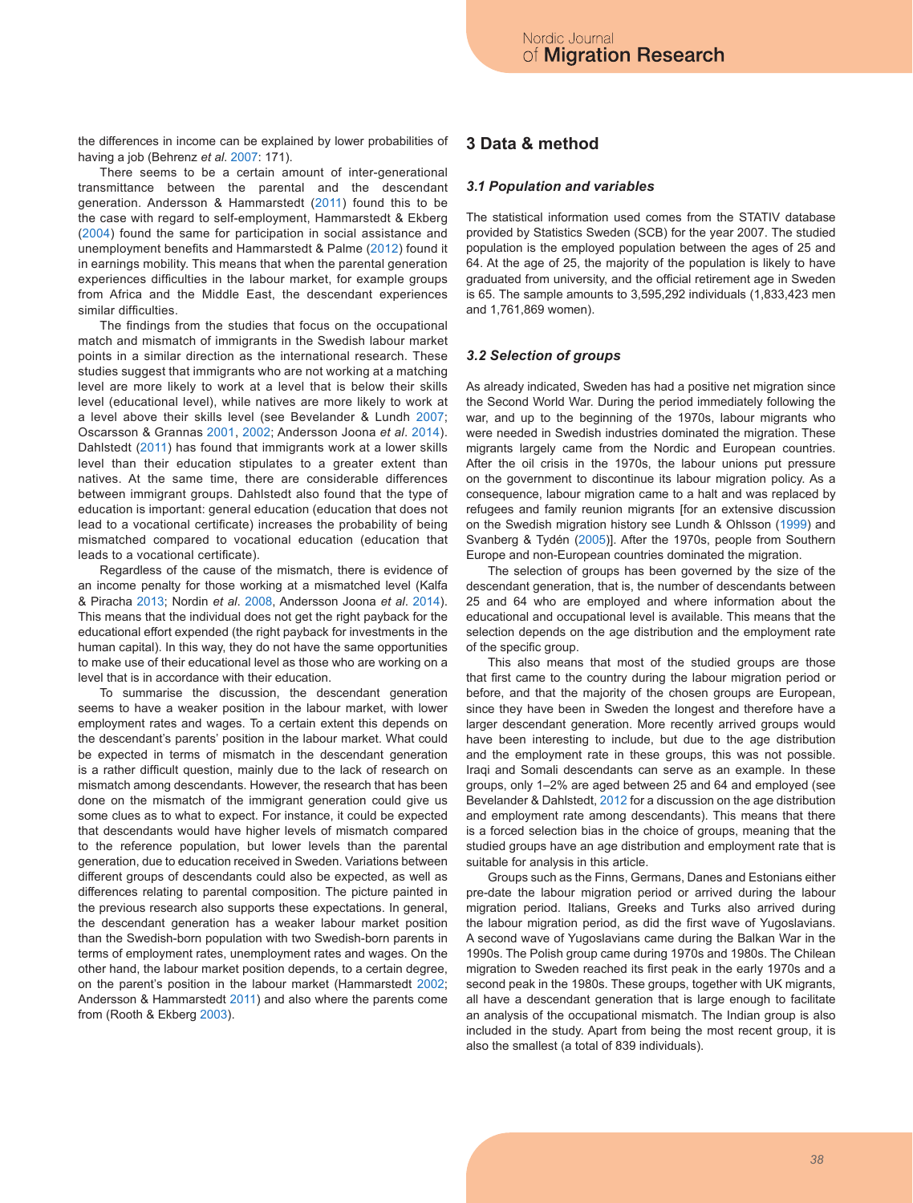the differences in income can be explained by lower probabilities of having a job (Behrenz *et al.* 2007: 171).

There seems to be a certain amount of inter-generational transmittance between the parental and the descendant generation. Andersson & Hammarstedt (2011) found this to be the case with regard to self-employment, Hammarstedt & Ekberg (2004) found the same for participation in social assistance and unemployment benefits and Hammarstedt & Palme (2012) found it in earnings mobility. This means that when the parental generation experiences difficulties in the labour market, for example groups from Africa and the Middle East, the descendant experiences similar difficulties.

The findings from the studies that focus on the occupational match and mismatch of immigrants in the Swedish labour market points in a similar direction as the international research. These studies suggest that immigrants who are not working at a matching level are more likely to work at a level that is below their skills level (educational level), while natives are more likely to work at a level above their skills level (see Bevelander & Lundh 2007; Oscarsson & Grannas 2001, 2002; Andersson Joona *et al.* 2014). Dahlstedt (2011) has found that immigrants work at a lower skills level than their education stipulates to a greater extent than natives. At the same time, there are considerable differences between immigrant groups. Dahlstedt also found that the type of education is important: general education (education that does not lead to a vocational certificate) increases the probability of being mismatched compared to vocational education (education that leads to a vocational certificate).

Regardless of the cause of the mismatch, there is evidence of an income penalty for those working at a mismatched level (Kalfa & Piracha 2013; Nordin *et al.* 2008, Andersson Joona *et al.* 2014). This means that the individual does not get the right payback for the educational effort expended (the right payback for investments in the human capital). In this way, they do not have the same opportunities to make use of their educational level as those who are working on a level that is in accordance with their education.

To summarise the discussion, the descendant generation seems to have a weaker position in the labour market, with lower employment rates and wages. To a certain extent this depends on the descendant's parents' position in the labour market. What could be expected in terms of mismatch in the descendant generation is a rather difficult question, mainly due to the lack of research on mismatch among descendants. However, the research that has been done on the mismatch of the immigrant generation could give us some clues as to what to expect. For instance, it could be expected that descendants would have higher levels of mismatch compared to the reference population, but lower levels than the parental generation, due to education received in Sweden. Variations between different groups of descendants could also be expected, as well as differences relating to parental composition. The picture painted in the previous research also supports these expectations. In general, the descendant generation has a weaker labour market position than the Swedish-born population with two Swedish-born parents in terms of employment rates, unemployment rates and wages. On the other hand, the labour market position depends, to a certain degree, on the parent's position in the labour market (Hammarstedt 2002; Andersson & Hammarstedt 2011) and also where the parents come from (Rooth & Ekberg 2003).

## 3 Data & method

### *3.1 Population and variables*

The statistical information used comes from the STATIV database provided by Statistics Sweden (SCB) for the year 2007. The studied population is the employed population between the ages of 25 and 64. At the age of 25, the majority of the population is likely to have graduated from university, and the official retirement age in Sweden is 65. The sample amounts to 3,595,292 individuals (1,833,423 men and 1,761,869 women).

### *3.2 Selection of groups*

As already indicated, Sweden has had a positive net migration since the Second World War. During the period immediately following the war, and up to the beginning of the 1970s, labour migrants who were needed in Swedish industries dominated the migration. These migrants largely came from the Nordic and European countries. After the oil crisis in the 1970s, the labour unions put pressure on the government to discontinue its labour migration policy. As a consequence, labour migration came to a halt and was replaced by refugees and family reunion migrants [for an extensive discussion on the Swedish migration history see Lundh & Ohlsson (1999) and Svanberg & Tydén (2005)]. After the 1970s, people from Southern Europe and non-European countries dominated the migration.

The selection of groups has been governed by the size of the descendant generation, that is, the number of descendants between 25 and 64 who are employed and where information about the educational and occupational level is available. This means that the selection depends on the age distribution and the employment rate of the specific group.

This also means that most of the studied groups are those that first came to the country during the labour migration period or before, and that the majority of the chosen groups are European, since they have been in Sweden the longest and therefore have a larger descendant generation. More recently arrived groups would have been interesting to include, but due to the age distribution and the employment rate in these groups, this was not possible. Iraqi and Somali descendants can serve as an example. In these groups, only 1–2% are aged between 25 and 64 and employed (see Bevelander & Dahlstedt, 2012 for a discussion on the age distribution and employment rate among descendants). This means that there is a forced selection bias in the choice of groups, meaning that the studied groups have an age distribution and employment rate that is suitable for analysis in this article.

Groups such as the Finns, Germans, Danes and Estonians either pre-date the labour migration period or arrived during the labour migration period. Italians, Greeks and Turks also arrived during the labour migration period, as did the first wave of Yugoslavians. A second wave of Yugoslavians came during the Balkan War in the 1990s. The Polish group came during 1970s and 1980s. The Chilean migration to Sweden reached its first peak in the early 1970s and a second peak in the 1980s. These groups, together with UK migrants, all have a descendant generation that is large enough to facilitate an analysis of the occupational mismatch. The Indian group is also included in the study. Apart from being the most recent group, it is also the smallest (a total of 839 individuals).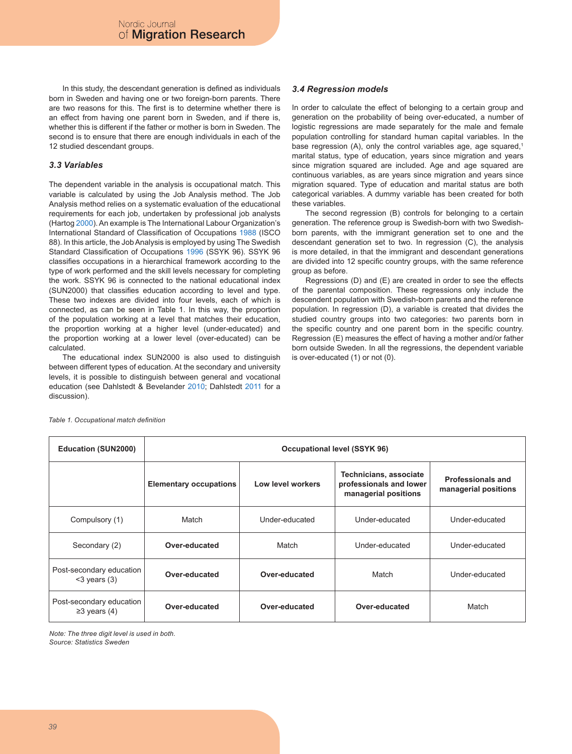In this study, the descendant generation is defined as individuals born in Sweden and having one or two foreign-born parents. There are two reasons for this. The first is to determine whether there is an effect from having one parent born in Sweden, and if there is, whether this is different if the father or mother is born in Sweden. The second is to ensure that there are enough individuals in each of the 12 studied descendant groups.

### 3.3 Variables

The dependent variable in the analysis is occupational match. This variable is calculated by using the Job Analysis method. The Job Analysis method relies on a systematic evaluation of the educational requirements for each job, undertaken by professional job analysts (Hartog 2000). An example is The International Labour Organization's International Standard of Classification of Occupations 1988 (ISCO 88). In this article, the Job Analysis is employed by using The Swedish Standard Classification of Occupations 1996 (SSYK 96). SSYK 96 classifies occupations in a hierarchical framework according to the type of work performed and the skill levels necessary for completing the work. SSYK 96 is connected to the national educational index (SUN2000) that classifies education according to level and type. These two indexes are divided into four levels, each of which is connected, as can be seen in Table 1. In this way, the proportion of the population working at a level that matches their education, the proportion working at a higher level (under-educated) and the proportion working at a lower level (over-educated) can be calculated.

The educational index SUN2000 is also used to distinguish between different types of education. At the secondary and university levels, it is possible to distinguish between general and vocational education (see Dahlstedt & Bevelander 2010; Dahlstedt 2011 for a discussion).

### 3.4 Regression models

In order to calculate the effect of belonging to a certain group and generation on the probability of being over-educated, a number of logistic regressions are made separately for the male and female population controlling for standard human capital variables. In the base regression (A), only the control variables age, age squared,[1] marital status, type of education, years since migration and years since migration squared are included. Age and age squared are continuous variables, as are years since migration and years since migration squared. Type of education and marital status are both categorical variables. A dummy variable has been created for both these variables.

The second regression (B) controls for belonging to a certain generation. The reference group is Swedish-born with two Swedish-born parents, with the immigrant generation set to one and the descendant generation set to two. In regression (C), the analysis is more detailed, in that the immigrant and descendant generations are divided into 12 specific country groups, with the same reference group as before.

Regressions (D) and (E) are created in order to see the effects of the parental composition. These regressions only include the descendant population with Swedish-born parents and the reference population. In regression (D), a variable is created that divides the studied country groups into two categories: two parents born in the specific country and one parent born in the specific country. Regression (E) measures the effect of having a mother and/or father born outside Sweden. In all the regressions, the dependent variable is over-educated (1) or not (0).

*Table 1. Occupational match definition*

| Education (SUN2000) | Occupational level (SSYK 96) | | | |
|---|---|---|---|---|
| | **Elementary occupations** | **Low level workers** | **Technicians, associate professionals and lower managerial positions** | **Professionals and managerial positions** |
| Compulsory (1) | Match | Under-educated | Under-educated | Under-educated |
| Secondary (2) | **Over-educated** | Match | Under-educated | Under-educated |
| Post-secondary education <3 years (3) | **Over-educated** | **Over-educated** | Match | Under-educated |
| Post-secondary education ≥3 years (4) | **Over-educated** | **Over-educated** | **Over-educated** | Match |

*Note: The three digit level is used in both.*
*Source: Statistics Sweden*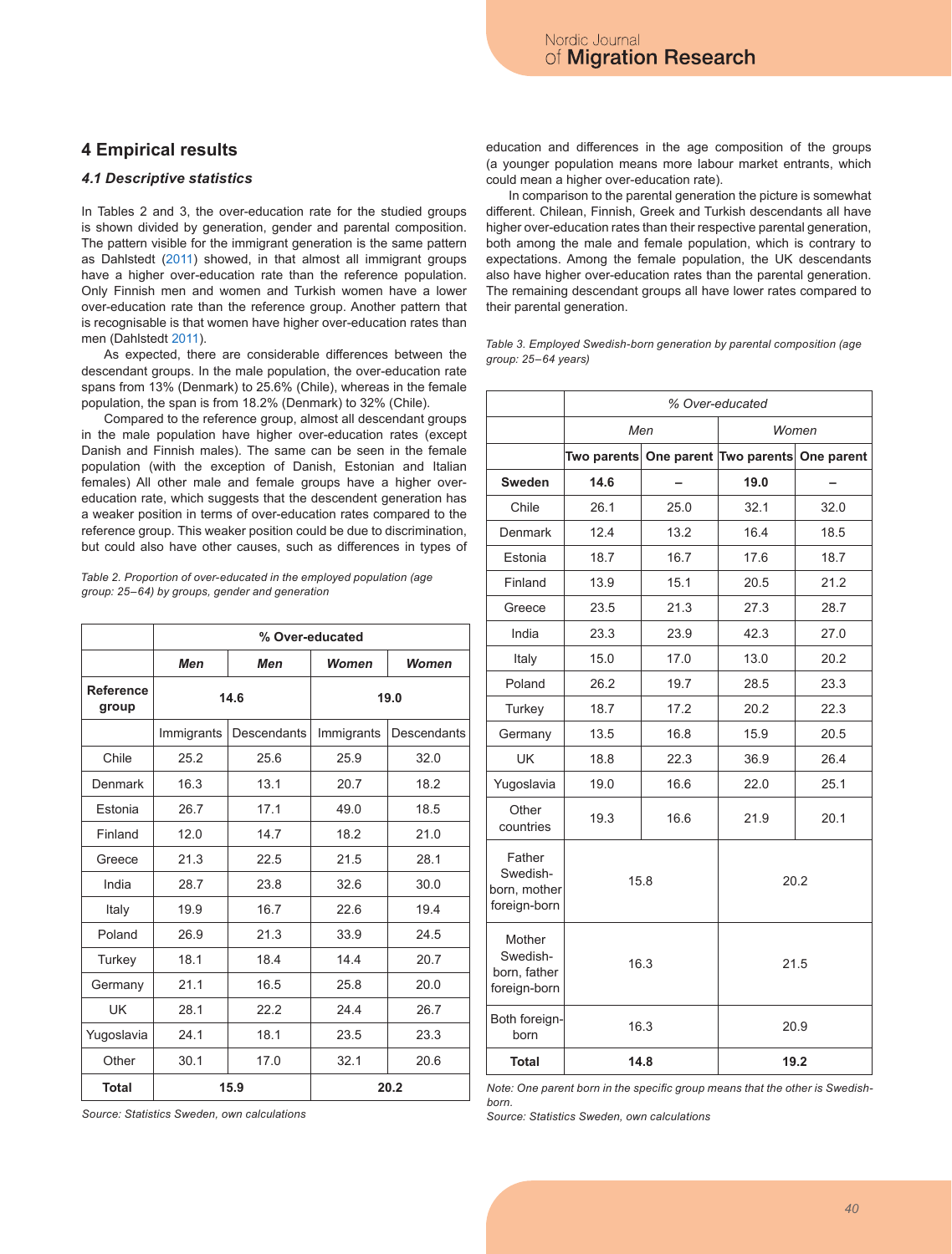## 4 Empirical results

### 4.1 Descriptive statistics

In Tables 2 and 3, the over-education rate for the studied groups is shown divided by generation, gender and parental composition. The pattern visible for the immigrant generation is the same pattern as Dahlstedt (2011) showed, in that almost all immigrant groups have a higher over-education rate than the reference population. Only Finnish men and women and Turkish women have a lower over-education rate than the reference group. Another pattern that is recognisable is that women have higher over-education rates than men (Dahlstedt 2011).

As expected, there are considerable differences between the descendant groups. In the male population, the over-education rate spans from 13% (Denmark) to 25.6% (Chile), whereas in the female population, the span is from 18.2% (Denmark) to 32% (Chile).

Compared to the reference group, almost all descendant groups in the male population have higher over-education rates (except Danish and Finnish males). The same can be seen in the female population (with the exception of Danish, Estonian and Italian females) All other male and female groups have a higher over-education rate, which suggests that the descendent generation has a weaker position in terms of over-education rates compared to the reference group. This weaker position could be due to discrimination, but could also have other causes, such as differences in types of education and differences in the age composition of the groups (a younger population means more labour market entrants, which could mean a higher over-education rate).

In comparison to the parental generation the picture is somewhat different. Chilean, Finnish, Greek and Turkish descendants all have higher over-education rates than their respective parental generation, both among the male and female population, which is contrary to expectations. Among the female population, the UK descendants also have higher over-education rates than the parental generation. The remaining descendant groups all have lower rates compared to their parental generation.

*Table 2. Proportion of over-educated in the employed population (age group: 25–64) by groups, gender and generation*

| | **% Over-educated** | | | |
|---|---|---|---|---|
| | ***Men*** | ***Men*** | ***Women*** | ***Women*** |
| **Reference group** | **14.6** | | **19.0** | |
| | Immigrants | Descendants | Immigrants | Descendants |
| Chile | 25.2 | 25.6 | 25.9 | 32.0 |
| Denmark | 16.3 | 13.1 | 20.7 | 18.2 |
| Estonia | 26.7 | 17.1 | 49.0 | 18.5 |
| Finland | 12.0 | 14.7 | 18.2 | 21.0 |
| Greece | 21.3 | 22.5 | 21.5 | 28.1 |
| India | 28.7 | 23.8 | 32.6 | 30.0 |
| Italy | 19.9 | 16.7 | 22.6 | 19.4 |
| Poland | 26.9 | 21.3 | 33.9 | 24.5 |
| Turkey | 18.1 | 18.4 | 14.4 | 20.7 |
| Germany | 21.1 | 16.5 | 25.8 | 20.0 |
| UK | 28.1 | 22.2 | 24.4 | 26.7 |
| Yugoslavia | 24.1 | 18.1 | 23.5 | 23.3 |
| Other | 30.1 | 17.0 | 32.1 | 20.6 |
| **Total** | **15.9** | | **20.2** | |

*Source: Statistics Sweden, own calculations*

*Table 3. Employed Swedish-born generation by parental composition (age group: 25–64 years)*

| | *% Over-educated* | | | |
|---|---|---|---|---|
| | *Men* | | *Women* | |
| | **Two parents** | **One parent** | **Two parents** | **One parent** |
| **Sweden** | **14.6** | **–** | **19.0** | **–** |
| Chile | 26.1 | 25.0 | 32.1 | 32.0 |
| Denmark | 12.4 | 13.2 | 16.4 | 18.5 |
| Estonia | 18.7 | 16.7 | 17.6 | 18.7 |
| Finland | 13.9 | 15.1 | 20.5 | 21.2 |
| Greece | 23.5 | 21.3 | 27.3 | 28.7 |
| India | 23.3 | 23.9 | 42.3 | 27.0 |
| Italy | 15.0 | 17.0 | 13.0 | 20.2 |
| Poland | 26.2 | 19.7 | 28.5 | 23.3 |
| Turkey | 18.7 | 17.2 | 20.2 | 22.3 |
| Germany | 13.5 | 16.8 | 15.9 | 20.5 |
| UK | 18.8 | 22.3 | 36.9 | 26.4 |
| Yugoslavia | 19.0 | 16.6 | 22.0 | 25.1 |
| Other countries | 19.3 | 16.6 | 21.9 | 20.1 |
| Father Swedish-born, mother foreign-born | 15.8 | | 20.2 | |
| Mother Swedish-born, father foreign-born | 16.3 | | 21.5 | |
| Both foreign-born | 16.3 | | 20.9 | |
| **Total** | **14.8** | | **19.2** | |

*Note: One parent born in the specific group means that the other is Swedish-born.*
*Source: Statistics Sweden, own calculations*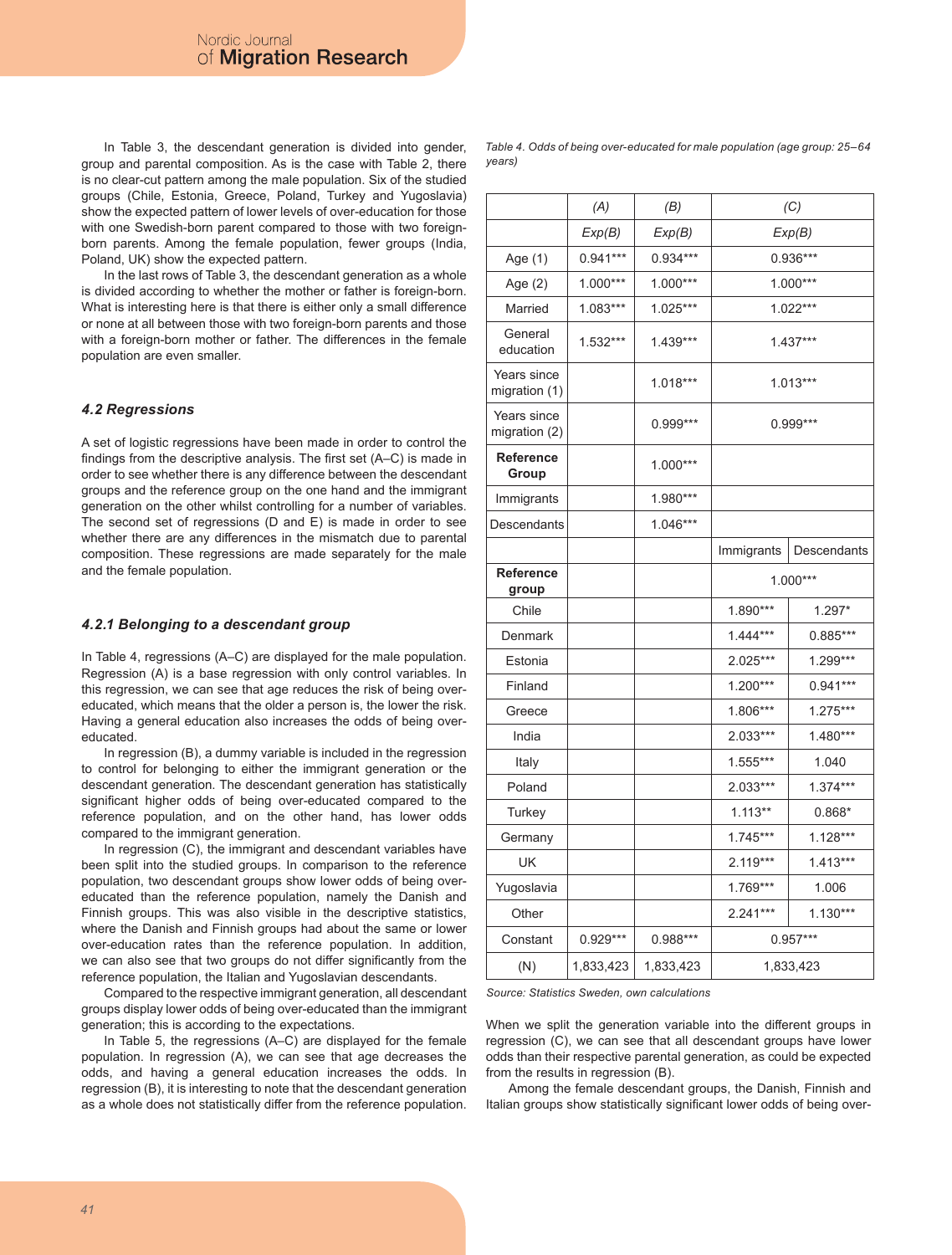In Table 3, the descendant generation is divided into gender, group and parental composition. As is the case with Table 2, there is no clear-cut pattern among the male population. Six of the studied groups (Chile, Estonia, Greece, Poland, Turkey and Yugoslavia) show the expected pattern of lower levels of over-education for those with one Swedish-born parent compared to those with two foreign-born parents. Among the female population, fewer groups (India, Poland, UK) show the expected pattern.

In the last rows of Table 3, the descendant generation as a whole is divided according to whether the mother or father is foreign-born. What is interesting here is that there is either only a small difference or none at all between those with two foreign-born parents and those with a foreign-born mother or father. The differences in the female population are even smaller.

### 4.2 Regressions

A set of logistic regressions have been made in order to control the findings from the descriptive analysis. The first set (A–C) is made in order to see whether there is any difference between the descendant groups and the reference group on the one hand and the immigrant generation on the other whilst controlling for a number of variables. The second set of regressions (D and E) is made in order to see whether there are any differences in the mismatch due to parental composition. These regressions are made separately for the male and the female population.

#### 4.2.1 Belonging to a descendant group

In Table 4, regressions (A–C) are displayed for the male population. Regression (A) is a base regression with only control variables. In this regression, we can see that age reduces the risk of being over-educated, which means that the older a person is, the lower the risk. Having a general education also increases the odds of being over-educated.

In regression (B), a dummy variable is included in the regression to control for belonging to either the immigrant generation or the descendant generation. The descendant generation has statistically significant higher odds of being over-educated compared to the reference population, and on the other hand, has lower odds compared to the immigrant generation.

In regression (C), the immigrant and descendant variables have been split into the studied groups. In comparison to the reference population, two descendant groups show lower odds of being over-educated than the reference population, namely the Danish and Finnish groups. This was also visible in the descriptive statistics, where the Danish and Finnish groups had about the same or lower over-education rates than the reference population. In addition, we can also see that two groups do not differ significantly from the reference population, the Italian and Yugoslavian descendants.

Compared to the respective immigrant generation, all descendant groups display lower odds of being over-educated than the immigrant generation; this is according to the expectations.

In Table 5, the regressions (A–C) are displayed for the female population. In regression (A), we can see that age decreases the odds, and having a general education increases the odds. In regression (B), it is interesting to note that the descendant generation as a whole does not statistically differ from the reference population.

*Table 4. Odds of being over-educated for male population (age group: 25–64 years)*

| | (A) | (B) | (C) | |
|---|---|---|---|---|
| | Exp(B) | Exp(B) | Exp(B) | |
| Age (1) | 0.941*** | 0.934*** | 0.936*** | |
| Age (2) | 1.000*** | 1.000*** | 1.000*** | |
| Married | 1.083*** | 1.025*** | 1.022*** | |
| General education | 1.532*** | 1.439*** | 1.437*** | |
| Years since migration (1) | | 1.018*** | 1.013*** | |
| Years since migration (2) | | 0.999*** | 0.999*** | |
| **Reference Group** | | 1.000*** | | |
| Immigrants | | 1.980*** | | |
| Descendants | | 1.046*** | | |
| | | | Immigrants | Descendants |
| **Reference group** | | | 1.000*** | |
| Chile | | | 1.890*** | 1.297* |
| Denmark | | | 1.444*** | 0.885*** |
| Estonia | | | 2.025*** | 1.299*** |
| Finland | | | 1.200*** | 0.941*** |
| Greece | | | 1.806*** | 1.275*** |
| India | | | 2.033*** | 1.480*** |
| Italy | | | 1.555*** | 1.040 |
| Poland | | | 2.033*** | 1.374*** |
| Turkey | | | 1.113** | 0.868* |
| Germany | | | 1.745*** | 1.128*** |
| UK | | | 2.119*** | 1.413*** |
| Yugoslavia | | | 1.769*** | 1.006 |
| Other | | | 2.241*** | 1.130*** |
| Constant | 0.929*** | 0.988*** | 0.957*** | |
| (N) | 1,833,423 | 1,833,423 | 1,833,423 | |

*Source: Statistics Sweden, own calculations*

When we split the generation variable into the different groups in regression (C), we can see that all descendant groups have lower odds than their respective parental generation, as could be expected from the results in regression (B).

Among the female descendant groups, the Danish, Finnish and Italian groups show statistically significant lower odds of being over-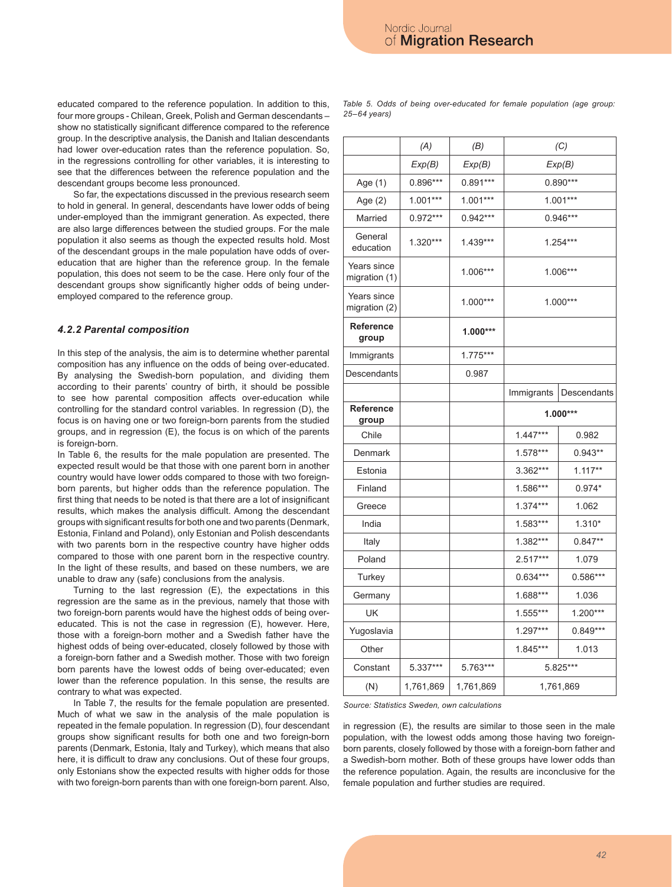educated compared to the reference population. In addition to this, four more groups - Chilean, Greek, Polish and German descendants – show no statistically significant difference compared to the reference group. In the descriptive analysis, the Danish and Italian descendants had lower over-education rates than the reference population. So, in the regressions controlling for other variables, it is interesting to see that the differences between the reference population and the descendant groups become less pronounced.

So far, the expectations discussed in the previous research seem to hold in general. In general, descendants have lower odds of being under-employed than the immigrant generation. As expected, there are also large differences between the studied groups. For the male population it also seems as though the expected results hold. Most of the descendant groups in the male population have odds of over-education that are higher than the reference group. In the female population, this does not seem to be the case. Here only four of the descendant groups show significantly higher odds of being under-employed compared to the reference group.

### *4.2.2 Parental composition*

In this step of the analysis, the aim is to determine whether parental composition has any influence on the odds of being over-educated. By analysing the Swedish-born population, and dividing them according to their parents' country of birth, it should be possible to see how parental composition affects over-education while controlling for the standard control variables. In regression (D), the focus is on having one or two foreign-born parents from the studied groups, and in regression (E), the focus is on which of the parents is foreign-born.

In Table 6, the results for the male population are presented. The expected result would be that those with one parent born in another country would have lower odds compared to those with two foreign-born parents, but higher odds than the reference population. The first thing that needs to be noted is that there are a lot of insignificant results, which makes the analysis difficult. Among the descendant groups with significant results for both one and two parents (Denmark, Estonia, Finland and Poland), only Estonian and Polish descendants with two parents born in the respective country have higher odds compared to those with one parent born in the respective country. In the light of these results, and based on these numbers, we are unable to draw any (safe) conclusions from the analysis.

Turning to the last regression (E), the expectations in this regression are the same as in the previous, namely that those with two foreign-born parents would have the highest odds of being over-educated. This is not the case in regression (E), however. Here, those with a foreign-born mother and a Swedish father have the highest odds of being over-educated, closely followed by those with a foreign-born father and a Swedish mother. Those with two foreign born parents have the lowest odds of being over-educated; even lower than the reference population. In this sense, the results are contrary to what was expected.

In Table 7, the results for the female population are presented. Much of what we saw in the analysis of the male population is repeated in the female population. In regression (D), four descendant groups show significant results for both one and two foreign-born parents (Denmark, Estonia, Italy and Turkey), which means that also here, it is difficult to draw any conclusions. Out of these four groups, only Estonians show the expected results with higher odds for those with two foreign-born parents than with one foreign-born parent. Also, in regression (E), the results are similar to those seen in the male population, with the lowest odds among those having two foreign-born parents, closely followed by those with a foreign-born father and a Swedish-born mother. Both of these groups have lower odds than the reference population. Again, the results are inconclusive for the female population and further studies are required.

*Table 5. Odds of being over-educated for female population (age group: 25–64 years)*

| | *(A)* | *(B)* | *(C)* | |
|---|---|---|---|---|
| | *Exp(B)* | *Exp(B)* | *Exp(B)* | |
| Age (1) | 0.896*** | 0.891*** | 0.890*** | |
| Age (2) | 1.001*** | 1.001*** | 1.001*** | |
| Married | 0.972*** | 0.942*** | 0.946*** | |
| General education | 1.320*** | 1.439*** | 1.254*** | |
| Years since migration (1) | | 1.006*** | 1.006*** | |
| Years since migration (2) | | 1.000*** | 1.000*** | |
| **Reference group** | | **1.000*** ** | | |
| Immigrants | | 1.775*** | | |
| Descendants | | 0.987 | | |
| | | | Immigrants | Descendants |
| **Reference group** | | | **1.000*** ** | |
| Chile | | | 1.447*** | 0.982 |
| Denmark | | | 1.578*** | 0.943** |
| Estonia | | | 3.362*** | 1.117** |
| Finland | | | 1.586*** | 0.974* |
| Greece | | | 1.374*** | 1.062 |
| India | | | 1.583*** | 1.310* |
| Italy | | | 1.382*** | 0.847** |
| Poland | | | 2.517*** | 1.079 |
| Turkey | | | 0.634*** | 0.586*** |
| Germany | | | 1.688*** | 1.036 |
| UK | | | 1.555*** | 1.200*** |
| Yugoslavia | | | 1.297*** | 0.849*** |
| Other | | | 1.845*** | 1.013 |
| Constant | 5.337*** | 5.763*** | 5.825*** | |
| (N) | 1,761,869 | 1,761,869 | 1,761,869 | |

*Source: Statistics Sweden, own calculations*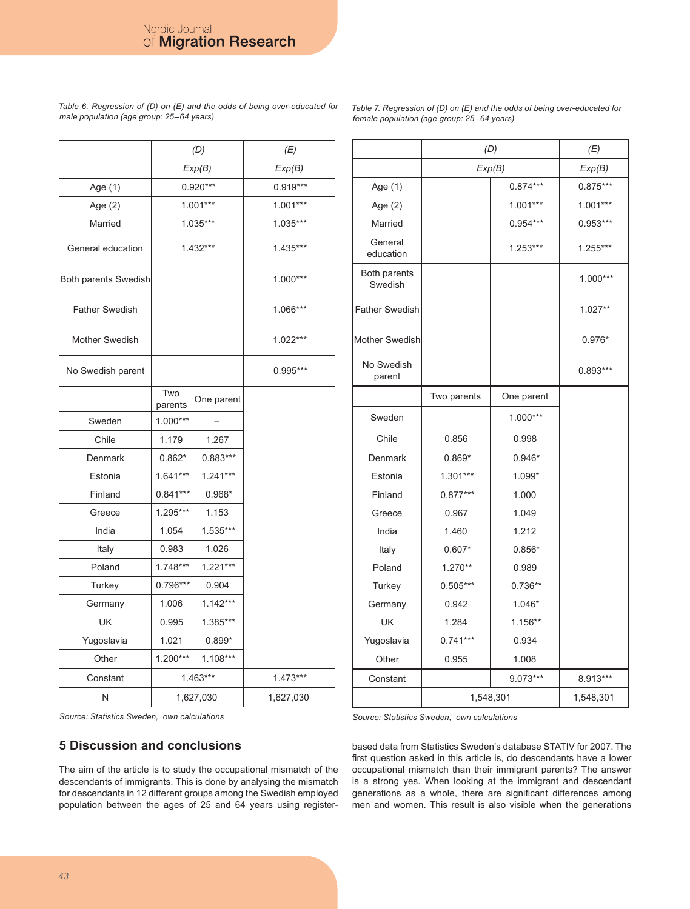*Table 6. Regression of (D) on (E) and the odds of being over-educated for male population (age group: 25–64 years)*

| | (D) | | (E) |
|---|---|---|---|
| | Exp(B) | | Exp(B) |
| Age (1) | 0.920*** | | 0.919*** |
| Age (2) | 1.001*** | | 1.001*** |
| Married | 1.035*** | | 1.035*** |
| General education | 1.432*** | | 1.435*** |
| Both parents Swedish | | | 1.000*** |
| Father Swedish | | | 1.066*** |
| Mother Swedish | | | 1.022*** |
| No Swedish parent | | | 0.995*** |
| | Two parents | One parent | |
| Sweden | 1.000*** | – | |
| Chile | 1.179 | 1.267 | |
| Denmark | 0.862* | 0.883*** | |
| Estonia | 1.641*** | 1.241*** | |
| Finland | 0.841*** | 0.968* | |
| Greece | 1.295*** | 1.153 | |
| India | 1.054 | 1.535*** | |
| Italy | 0.983 | 1.026 | |
| Poland | 1.748*** | 1.221*** | |
| Turkey | 0.796*** | 0.904 | |
| Germany | 1.006 | 1.142*** | |
| UK | 0.995 | 1.385*** | |
| Yugoslavia | 1.021 | 0.899* | |
| Other | 1.200*** | 1.108*** | |
| Constant | 1.463*** | | 1.473*** |
| N | 1,627,030 | | 1,627,030 |

*Source: Statistics Sweden, own calculations*

*Table 7. Regression of (D) on (E) and the odds of being over-educated for female population (age group: 25–64 years)*

| | (D) | | (E) |
|---|---|---|---|
| | Exp(B) | | Exp(B) |
| Age (1) | | 0.874*** | 0.875*** |
| Age (2) | | 1.001*** | 1.001*** |
| Married | | 0.954*** | 0.953*** |
| General education | | 1.253*** | 1.255*** |
| Both parents Swedish | | | 1.000*** |
| Father Swedish | | | 1.027** |
| Mother Swedish | | | 0.976* |
| No Swedish parent | | | 0.893*** |
| | Two parents | One parent | |
| Sweden | | 1.000*** | |
| Chile | 0.856 | 0.998 | |
| Denmark | 0.869* | 0.946* | |
| Estonia | 1.301*** | 1.099* | |
| Finland | 0.877*** | 1.000 | |
| Greece | 0.967 | 1.049 | |
| India | 1.460 | 1.212 | |
| Italy | 0.607* | 0.856* | |
| Poland | 1.270** | 0.989 | |
| Turkey | 0.505*** | 0.736** | |
| Germany | 0.942 | 1.046* | |
| UK | 1.284 | 1.156** | |
| Yugoslavia | 0.741*** | 0.934 | |
| Other | 0.955 | 1.008 | |
| Constant | | 9.073*** | 8.913*** |
| | 1,548,301 | | 1,548,301 |

*Source: Statistics Sweden, own calculations*

## 5 Discussion and conclusions

The aim of the article is to study the occupational mismatch of the descendants of immigrants. This is done by analysing the mismatch for descendants in 12 different groups among the Swedish employed population between the ages of 25 and 64 years using register-based data from Statistics Sweden's database STATIV for 2007. The first question asked in this article is, do descendants have a lower occupational mismatch than their immigrant parents? The answer is a strong yes. When looking at the immigrant and descendant generations as a whole, there are significant differences among men and women. This result is also visible when the generations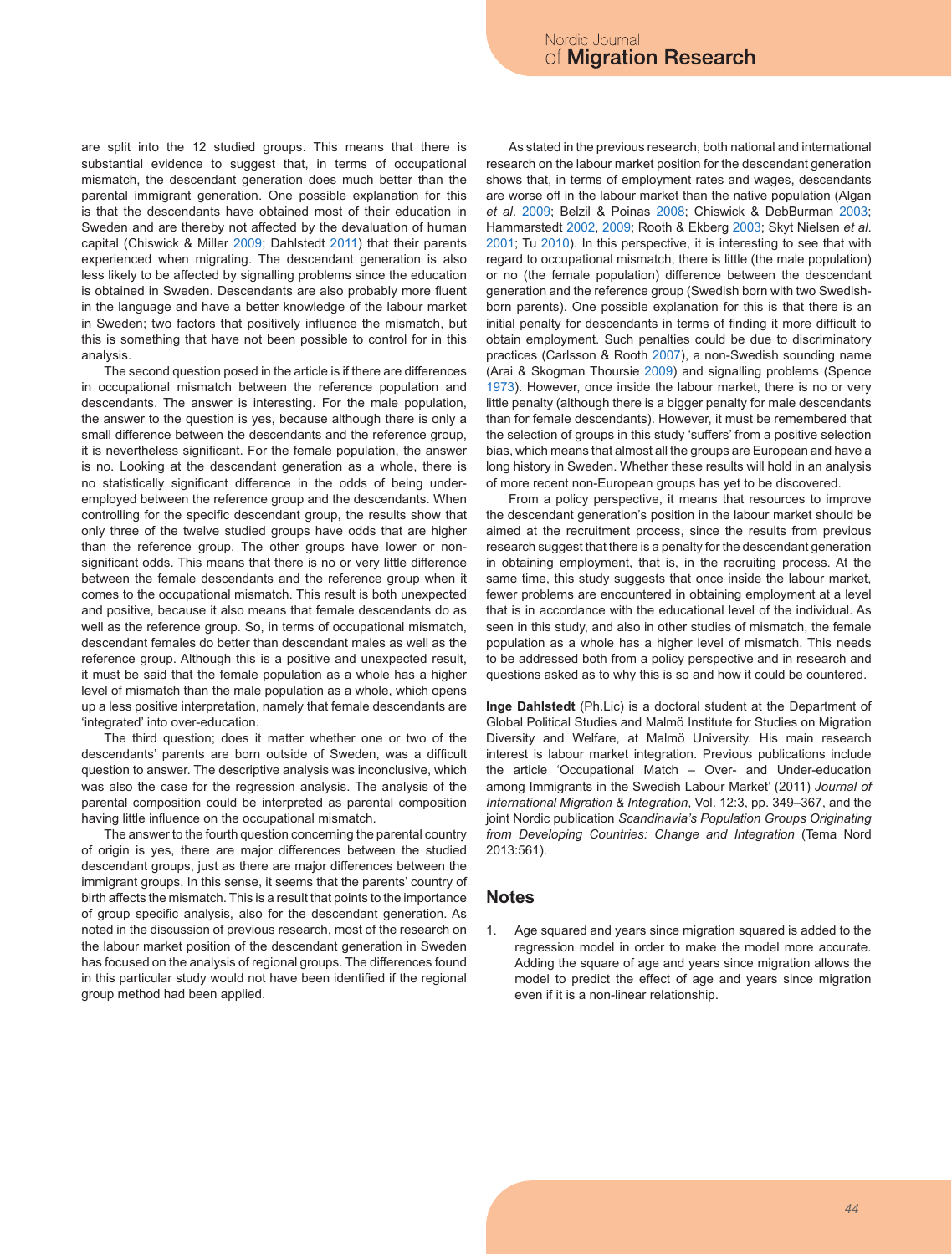are split into the 12 studied groups. This means that there is substantial evidence to suggest that, in terms of occupational mismatch, the descendant generation does much better than the parental immigrant generation. One possible explanation for this is that the descendants have obtained most of their education in Sweden and are thereby not affected by the devaluation of human capital (Chiswick & Miller 2009; Dahlstedt 2011) that their parents experienced when migrating. The descendant generation is also less likely to be affected by signalling problems since the education is obtained in Sweden. Descendants are also probably more fluent in the language and have a better knowledge of the labour market in Sweden; two factors that positively influence the mismatch, but this is something that have not been possible to control for in this analysis.

The second question posed in the article is if there are differences in occupational mismatch between the reference population and descendants. The answer is interesting. For the male population, the answer to the question is yes, because although there is only a small difference between the descendants and the reference group, it is nevertheless significant. For the female population, the answer is no. Looking at the descendant generation as a whole, there is no statistically significant difference in the odds of being under-employed between the reference group and the descendants. When controlling for the specific descendant group, the results show that only three of the twelve studied groups have odds that are higher than the reference group. The other groups have lower or non-significant odds. This means that there is no or very little difference between the female descendants and the reference group when it comes to the occupational mismatch. This result is both unexpected and positive, because it also means that female descendants do as well as the reference group. So, in terms of occupational mismatch, descendant females do better than descendant males as well as the reference group. Although this is a positive and unexpected result, it must be said that the female population as a whole has a higher level of mismatch than the male population as a whole, which opens up a less positive interpretation, namely that female descendants are 'integrated' into over-education.

The third question; does it matter whether one or two of the descendants' parents are born outside of Sweden, was a difficult question to answer. The descriptive analysis was inconclusive, which was also the case for the regression analysis. The analysis of the parental composition could be interpreted as parental composition having little influence on the occupational mismatch.

The answer to the fourth question concerning the parental country of origin is yes, there are major differences between the studied descendant groups, just as there are major differences between the immigrant groups. In this sense, it seems that the parents' country of birth affects the mismatch. This is a result that points to the importance of group specific analysis, also for the descendant generation. As noted in the discussion of previous research, most of the research on the labour market position of the descendant generation in Sweden has focused on the analysis of regional groups. The differences found in this particular study would not have been identified if the regional group method had been applied.

As stated in the previous research, both national and international research on the labour market position for the descendant generation shows that, in terms of employment rates and wages, descendants are worse off in the labour market than the native population (Algan *et al*. 2009; Belzil & Poinas 2008; Chiswick & DebBurman 2003; Hammarstedt 2002, 2009; Rooth & Ekberg 2003; Skyt Nielsen *et al*. 2001; Tu 2010). In this perspective, it is interesting to see that with regard to occupational mismatch, there is little (the male population) or no (the female population) difference between the descendant generation and the reference group (Swedish born with two Swedish-born parents). One possible explanation for this is that there is an initial penalty for descendants in terms of finding it more difficult to obtain employment. Such penalties could be due to discriminatory practices (Carlsson & Rooth 2007), a non-Swedish sounding name (Arai & Skogman Thoursie 2009) and signalling problems (Spence 1973). However, once inside the labour market, there is no or very little penalty (although there is a bigger penalty for male descendants than for female descendants). However, it must be remembered that the selection of groups in this study 'suffers' from a positive selection bias, which means that almost all the groups are European and have a long history in Sweden. Whether these results will hold in an analysis of more recent non-European groups has yet to be discovered.

From a policy perspective, it means that resources to improve the descendant generation's position in the labour market should be aimed at the recruitment process, since the results from previous research suggest that there is a penalty for the descendant generation in obtaining employment, that is, in the recruiting process. At the same time, this study suggests that once inside the labour market, fewer problems are encountered in obtaining employment at a level that is in accordance with the educational level of the individual. As seen in this study, and also in other studies of mismatch, the female population as a whole has a higher level of mismatch. This needs to be addressed both from a policy perspective and in research and questions asked as to why this is so and how it could be countered.

**Inge Dahlstedt** (Ph.Lic) is a doctoral student at the Department of Global Political Studies and Malmö Institute for Studies on Migration Diversity and Welfare, at Malmö University. His main research interest is labour market integration. Previous publications include the article 'Occupational Match – Over- and Under-education among Immigrants in the Swedish Labour Market' (2011) *Journal of International Migration & Integration*, Vol. 12:3, pp. 349–367, and the joint Nordic publication *Scandinavia's Population Groups Originating from Developing Countries: Change and Integration* (Tema Nord 2013:561).

## Notes

1. Age squared and years since migration squared is added to the regression model in order to make the model more accurate. Adding the square of age and years since migration allows the model to predict the effect of age and years since migration even if it is a non-linear relationship.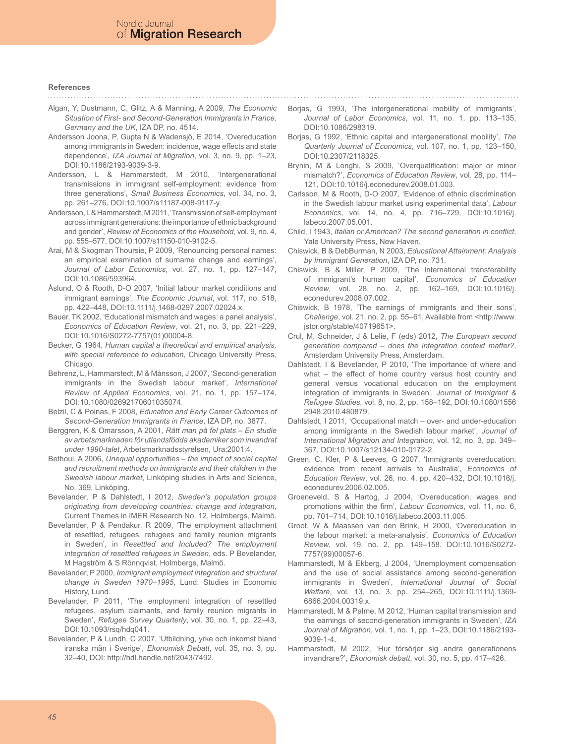## References

Algan, Y, Dustmann, C, Glitz, A & Manning, A 2009, *The Economic Situation of First- and Second-Generation Immigrants in France, Germany and the UK*, IZA DP, no. 4514.

Andersson Joona, P, Gupta N & Wadensjö, E 2014, 'Overeducation among immigrants in Sweden: incidence, wage effects and state dependence', *IZA Journal of Migration*, vol. 3, no. 9, pp. 1–23, DOI:10.1186/2193-9039-3-9.

Andersson, L & Hammarstedt, M 2010, 'Intergenerational transmissions in immigrant self-employment: evidence from three generations', *Small Business Economics*, vol. 34, no. 3, pp. 261–276, DOI:10.1007/s11187-008-9117-y.

Andersson, L & Hammarstedt, M 2011, 'Transmission of self-employment across immigrant generations: the importance of ethnic background and gender', *Review of Economics of the Household*, vol. 9, no. 4, pp. 555–577, DOI:10.1007/s11150-010-9102-5.

Arai, M & Skogman Thoursie, P 2009, 'Renouncing personal names: an empirical examination of surname change and earnings', *Journal of Labor Economics*, vol. 27, no. 1, pp. 127–147, DOI:10.1086/593964.

Åslund, O & Rooth, D-O 2007, 'Initial labour market conditions and immigrant earnings', *The Economic Journal*, vol. 117, no. 518, pp. 422–448, DOI:10.1111/j.1468-0297.2007.02024.x.

Bauer, TK 2002, 'Educational mismatch and wages: a panel analysis', *Economics of Education Review*, vol. 21, no. 3, pp. 221–229, DOI:10.1016/S0272-7757(01)00004-8.

Becker, G 1964, *Human capital a theoretical and empirical analysis, with special reference to education*, Chicago University Press, Chicago.

Behrenz, L, Hammarstedt, M & Månsson, J 2007, 'Second-generation immigrants in the Swedish labour market', *International Review of Applied Economics*, vol. 21, no. 1, pp. 157–174, DOI:10.1080/02692170601035074.

Belzil, C & Poinas, F 2008, *Education and Early Career Outcomes of Second-Generation Immigrants in France*, IZA DP, no. 3877.

Berggren, K & Omarsson, A 2001, *Rätt man på fel plats – En studie av arbetsmarknaden för utlandsfödda akademiker som invandrat under 1990-talet*, Arbetsmarknadsstyrelsen, Ura:2001:4.

Bethoui, A 2006, *Unequal opportunities – the impact of social capital and recruitment methods on immigrants and their children in the Swedish labour market*, Linköping studies in Arts and Science, No. 369, Linköping.

Bevelander, P & Dahlstedt, I 2012, *Sweden's population groups originating from developing countries: change and integration*, Current Themes in IMER Research No. 12, Holmbergs, Malmö.

Bevelander, P & Pendakur, R 2009, 'The employment attachment of resettled, refugees, refugees and family reunion migrants in Sweden', in *Resettled and Included? The employment integration of resettled refugees in Sweden*, eds. P Bevelander, M Hagström & S Rönnqvist, Holmbergs, Malmö.

Bevelander, P 2000, *Immigrant employment integration and structural change in Sweden 1970–1995*, Lund: Studies in Economic History, Lund.

Bevelander, P 2011, 'The employment integration of resettled refugees, asylum claimants, and family reunion migrants in Sweden', *Refugee Survey Quarterly*, vol. 30, no. 1, pp. 22–43, DOI:10.1093/rsq/hdq041.

Bevelander, P & Lundh, C 2007, 'Utbildning, yrke och inkomst bland iranska män i Sverige', *Ekonomisk Debatt*, vol. 35, no. 3, pp. 32–40, DOI: http://hdl.handle.net/2043/7492.

Borjas, G 1993, 'The intergenerational mobility of immigrants', *Journal of Labor Economics*, vol. 11, no. 1, pp. 113–135, DOI:10.1086/298319.

Borjas, G 1992, 'Ethnic capital and intergenerational mobility', *The Quarterly Journal of Economics*, vol. 107, no. 1, pp. 123–150, DOI:10.2307/2118325.

Brynin, M & Longhi, S 2009, 'Overqualification: major or minor mismatch?', *Economics of Education Review*, vol. 28, pp. 114–121, DOI:10.1016/j.econedurev.2008.01.003.

Carlsson, M & Rooth, D-O 2007, 'Evidence of ethnic discrimination in the Swedish labour market using experimental data', *Labour Economics*, vol. 14, no. 4, pp. 716–729, DOI:10.1016/j.labeco.2007.05.001.

Child, I 1943, *Italian or American? The second generation in conflict*, Yale University Press, New Haven.

Chiswick, B & DebBurman, N 2003, *Educational Attainment: Analysis by Immigrant Generation*, IZA DP, no. 731.

Chiswick, B & Miller, P 2009, 'The International transferability of immigrant's human capital', *Economics of Education Review*, vol. 28, no. 2, pp. 162–169, DOI:10.1016/j.econedurev.2008.07.002.

Chiswick, B 1978, 'The earnings of immigrants and their sons', *Challenge*, vol. 21, no. 2, pp. 55–61, Available from <http://www.jstor.org/stable/40719651>.

Crul, M, Schneider, J & Lelie, F (eds) 2012, *The European second generation compared – does the integration context matter?*, Amsterdam University Press, Amsterdam.

Dahlstedt, I & Bevelander, P 2010, 'The importance of where and what – the effect of home country versus host country and general versus vocational education on the employment integration of immigrants in Sweden', *Journal of Immigrant & Refugee Studies*, vol. 8, no. 2, pp. 158–192, DOI:10.1080/15562948.2010.480879.

Dahlstedt, I 2011, 'Occupational match – over- and under-education among immigrants in the Swedish labour market', *Journal of International Migration and Integration*, vol. 12, no. 3, pp. 349–367, DOI:10.1007/s12134-010-0172-2.

Green, C, Kler, P & Leeves, G 2007, 'Immigrants overeducation: evidence from recent arrivals to Australia', *Economics of Education Review*, vol. 26, no. 4, pp. 420–432, DOI:10.1016/j.econedurev.2006.02.005.

Groeneveld, S & Hartog, J 2004, 'Overeducation, wages and promotions within the firm', *Labour Economics*, vol. 11, no. 6, pp. 701–714, DOI:10.1016/j.labeco.2003.11.005.

Groot, W & Maassen van den Brink, H 2000, 'Overeducation in the labour market: a meta-analysis', *Economics of Education Review*, vol. 19, no. 2, pp. 149–158. DOI:10.1016/S0272-7757(99)00057-6.

Hammarstedt, M & Ekberg, J 2004, 'Unemployment compensation and the use of social assistance among second-generation immigrants in Sweden', *International Journal of Social Welfare*, vol. 13, no. 3, pp. 254–265, DOI:10.1111/j.1369-6866.2004.00319.x.

Hammarstedt, M & Palme, M 2012, 'Human capital transmission and the earnings of second-generation immigrants in Sweden', *IZA Journal of Migration*, vol. 1, no. 1, pp. 1–23, DOI:10.1186/2193-9039-1-4.

Hammarstedt, M 2002, 'Hur försörjer sig andra generationens invandrare?', *Ekonomisk debatt*, vol. 30, no. 5, pp. 417–426.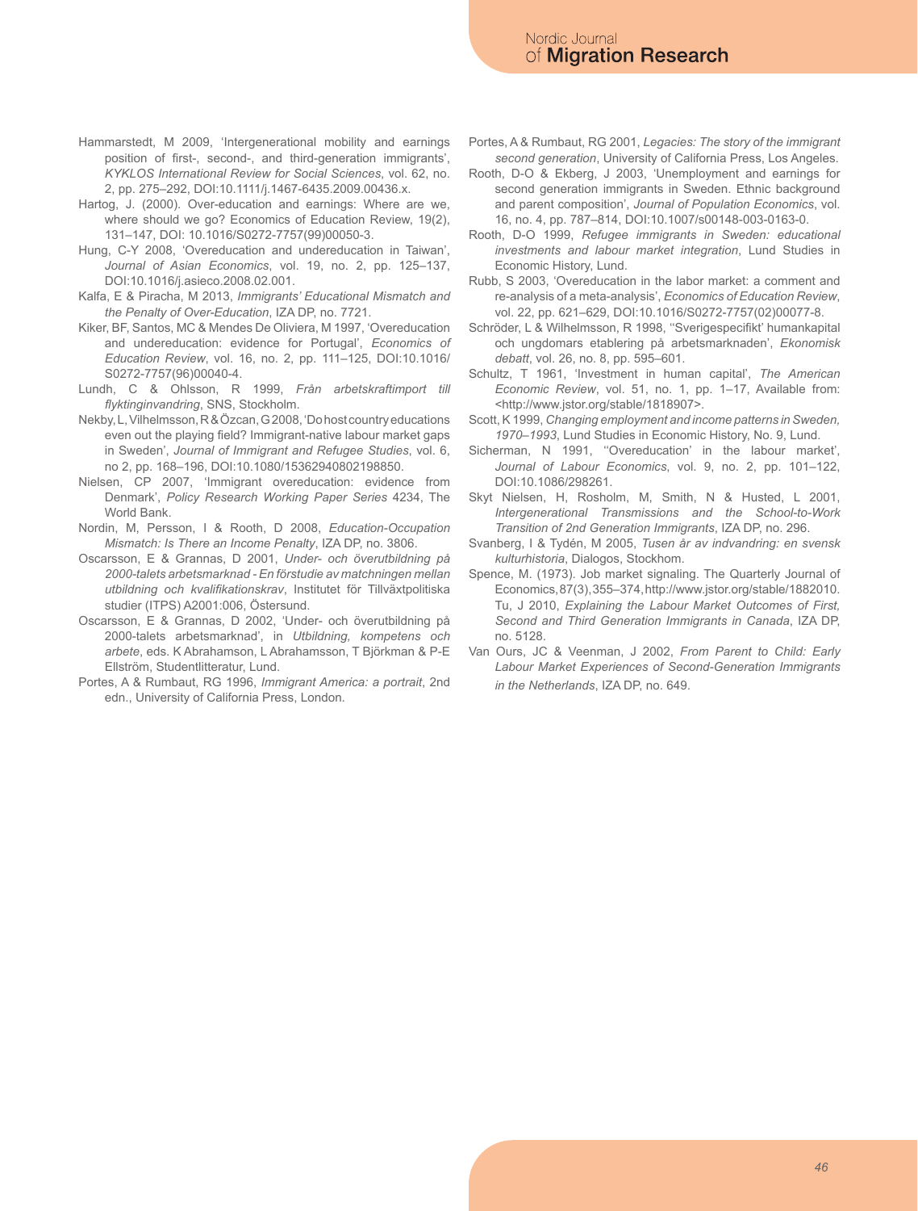Hammarstedt, M 2009, 'Intergenerational mobility and earnings position of first-, second-, and third-generation immigrants', *KYKLOS International Review for Social Sciences*, vol. 62, no. 2, pp. 275–292, DOI:10.1111/j.1467-6435.2009.00436.x.

Hartog, J. (2000). Over-education and earnings: Where are we, where should we go? Economics of Education Review, 19(2), 131–147, DOI: 10.1016/S0272-7757(99)00050-3.

Hung, C-Y 2008, 'Overeducation and undereducation in Taiwan', *Journal of Asian Economics*, vol. 19, no. 2, pp. 125–137, DOI:10.1016/j.asieco.2008.02.001.

Kalfa, E & Piracha, M 2013, *Immigrants' Educational Mismatch and the Penalty of Over-Education*, IZA DP, no. 7721.

Kiker, BF, Santos, MC & Mendes De Oliviera, M 1997, 'Overeducation and undereducation: evidence for Portugal', *Economics of Education Review*, vol. 16, no. 2, pp. 111–125, DOI:10.1016/S0272-7757(96)00040-4.

Lundh, C & Ohlsson, R 1999, *Från arbetskraftimport till flyktinginvandring*, SNS, Stockholm.

Nekby, L, Vilhelmsson, R & Özcan, G 2008, 'Do host country educations even out the playing field? Immigrant-native labour market gaps in Sweden', *Journal of Immigrant and Refugee Studies*, vol. 6, no 2, pp. 168–196, DOI:10.1080/15362940802198850.

Nielsen, CP 2007, 'Immigrant overeducation: evidence from Denmark', *Policy Research Working Paper Series* 4234, The World Bank.

Nordin, M, Persson, I & Rooth, D 2008, *Education-Occupation Mismatch: Is There an Income Penalty*, IZA DP, no. 3806.

Oscarsson, E & Grannas, D 2001, *Under- och överutbildning på 2000-talets arbetsmarknad - En förstudie av matchningen mellan utbildning och kvalifikationskrav*, Institutet för Tillväxtpolitiska studier (ITPS) A2001:006, Östersund.

Oscarsson, E & Grannas, D 2002, 'Under- och överutbildning på 2000-talets arbetsmarknad', in *Utbildning, kompetens och arbete*, eds. K Abrahamson, L Abrahamsson, T Björkman & P-E Ellström, Studentlitteratur, Lund.

Portes, A & Rumbaut, RG 1996, *Immigrant America: a portrait*, 2nd edn., University of California Press, London.

Portes, A & Rumbaut, RG 2001, *Legacies: The story of the immigrant second generation*, University of California Press, Los Angeles.

Rooth, D-O & Ekberg, J 2003, 'Unemployment and earnings for second generation immigrants in Sweden. Ethnic background and parent composition', *Journal of Population Economics*, vol. 16, no. 4, pp. 787–814, DOI:10.1007/s00148-003-0163-0.

Rooth, D-O 1999, *Refugee immigrants in Sweden: educational investments and labour market integration*, Lund Studies in Economic History, Lund.

Rubb, S 2003, 'Overeducation in the labor market: a comment and re-analysis of a meta-analysis', *Economics of Education Review*, vol. 22, pp. 621–629, DOI:10.1016/S0272-7757(02)00077-8.

Schröder, L & Wilhelmsson, R 1998, ''Sverigespecifikt' humankapital och ungdomars etablering på arbetsmarknaden', *Ekonomisk debatt*, vol. 26, no. 8, pp. 595–601.

Schultz, T 1961, 'Investment in human capital', *The American Economic Review*, vol. 51, no. 1, pp. 1–17, Available from: <http://www.jstor.org/stable/1818907>.

Scott, K 1999, *Changing employment and income patterns in Sweden, 1970–1993*, Lund Studies in Economic History, No. 9, Lund.

Sicherman, N 1991, ''Overeducation' in the labour market', *Journal of Labour Economics*, vol. 9, no. 2, pp. 101–122, DOI:10.1086/298261.

Skyt Nielsen, H, Rosholm, M, Smith, N & Husted, L 2001, *Intergenerational Transmissions and the School-to-Work Transition of 2nd Generation Immigrants*, IZA DP, no. 296.

Svanberg, I & Tydén, M 2005, *Tusen år av indvandring: en svensk kulturhistoria*, Dialogos, Stockhom.

Spence, M. (1973). Job market signaling. The Quarterly Journal of Economics, 87(3), 355–374, http://www.jstor.org/stable/1882010.

Tu, J 2010, *Explaining the Labour Market Outcomes of First, Second and Third Generation Immigrants in Canada*, IZA DP, no. 5128.

Van Ours, JC & Veenman, J 2002, *From Parent to Child: Early Labour Market Experiences of Second-Generation Immigrants in the Netherlands*, IZA DP, no. 649.